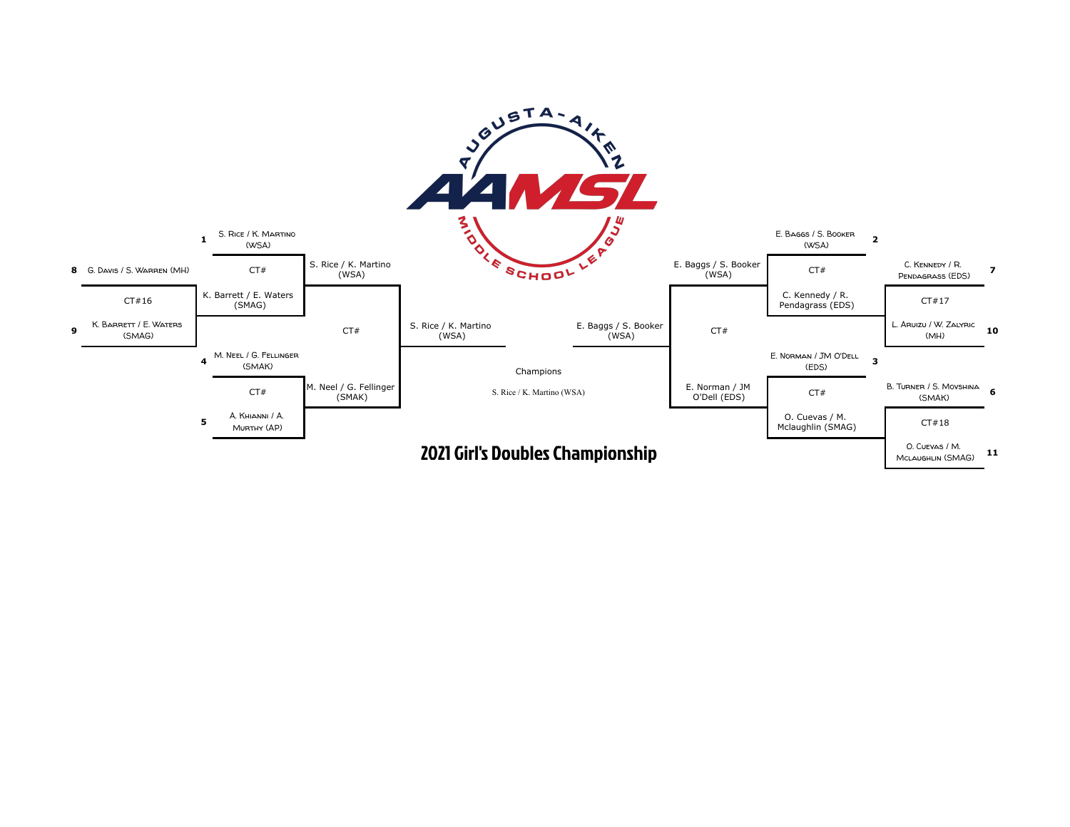# 2021 Girl's Doubles Championship

Augusta-Aiken AAMSL Middle School League

## Left Bracket

**First Round**
- 8 G. Davis / S. Warren (MH) vs. 9 K. Barrett / E. Waters (SMAG) — CT#16 — Winner: K. Barrett / E. Waters (SMAG)

**Second Round**
- 1 S. Rice / K. Martino (WSA) vs. K. Barrett / E. Waters (SMAG) — CT# — Winner: S. Rice / K. Martino (WSA)
- 4 M. Neel / G. Fellinger (SMAK) vs. 5 A. Khianni / A. Murthy (AP) — CT# — Winner: M. Neel / G. Fellinger (SMAK)

**Semifinal**
- S. Rice / K. Martino (WSA) vs. M. Neel / G. Fellinger (SMAK) — CT# — Winner: S. Rice / K. Martino (WSA)

## Right Bracket

**First Round**
- 7 C. Kennedy / R. Pendagrass (EDS) vs. 10 L. Aruizu / W. Zalyric (MH) — CT#17 — Winner: C. Kennedy / R. Pendagrass (EDS)
- 6 B. Turner / S. Movshina (SMAK) vs. 11 O. Cuevas / M. Mclaughlin (SMAG) — CT#18 — Winner: O. Cuevas / M. Mclaughlin (SMAG)

**Second Round**
- 2 E. Baggs / S. Booker (WSA) vs. C. Kennedy / R. Pendagrass (EDS) — CT# — Winner: E. Baggs / S. Booker (WSA)
- 3 E. Norman / JM O'Dell (EDS) vs. O. Cuevas / M. Mclaughlin (SMAG) — CT# — Winner: E. Norman / JM O'Dell (EDS)

**Semifinal**
- E. Baggs / S. Booker (WSA) vs. E. Norman / JM O'Dell (EDS) — CT# — Winner: E. Baggs / S. Booker (WSA)

## Final

S. Rice / K. Martino (WSA) vs. E. Baggs / S. Booker (WSA)

**Champions**

S. Rice / K. Martino (WSA)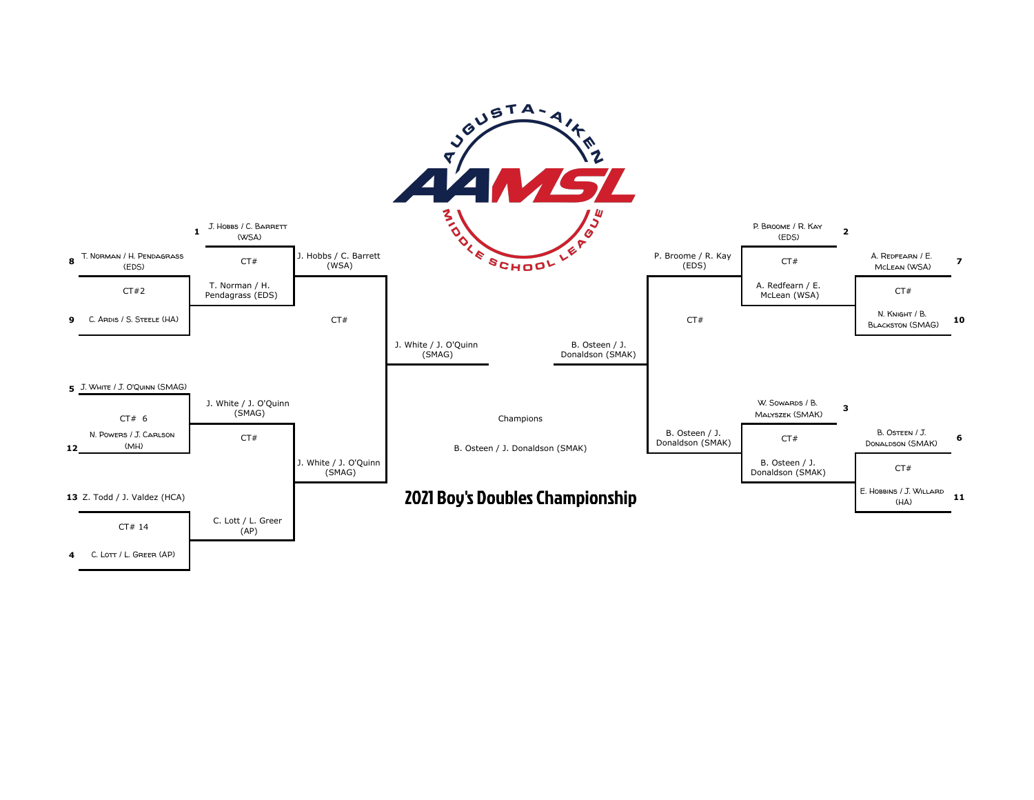# 2021 Boy's Doubles Championship

AUGUSTA-AIKEN AAMSL MIDDLE SCHOOL LEAGUE

**Left Bracket**

First Round:
- 8 T. Norman / H. Pendagrass (EDS) vs. 9 C. Ardis / S. Steele (HA) — CT#2 — Winner: T. Norman / H. Pendagrass (EDS)
- 12 N. Powers / J. Carlson (MH) — CT# 6
- 13 Z. Todd / J. Valdez (HCA) vs. 4 C. Lott / L. Greer (AP) — CT# 14 — Winner: C. Lott / L. Greer (AP)

Second Round:
- 1 J. Hobbs / C. Barrett (WSA) vs. T. Norman / H. Pendagrass (EDS) — CT# — Winner: J. Hobbs / C. Barrett (WSA)
- 5 J. White / J. O'Quinn (SMAG) — Winner: J. White / J. O'Quinn (SMAG)
- J. White / J. O'Quinn (SMAG) vs. C. Lott / L. Greer (AP) — CT# — Winner: J. White / J. O'Quinn (SMAG)

Semifinal:
- J. Hobbs / C. Barrett (WSA) vs. J. White / J. O'Quinn (SMAG) — CT# — Winner: J. White / J. O'Quinn (SMAG)

**Right Bracket**

First Round:
- 7 A. Redfearn / E. McLean (WSA) vs. 10 N. Knight / B. Blackston (SMAG) — CT# — Winner: A. Redfearn / E. McLean (WSA)
- 6 B. Osteen / J. Donaldson (SMAK) vs. 11 E. Hobbins / J. Willard (HA) — CT# — Winner: B. Osteen / J. Donaldson (SMAK)

Second Round:
- 2 P. Broome / R. Kay (EDS) vs. A. Redfearn / E. McLean (WSA) — CT# — Winner: P. Broome / R. Kay (EDS)
- 3 W. Sowards / B. Malyszek (SMAK) vs. B. Osteen / J. Donaldson (SMAK) — CT# — Winner: B. Osteen / J. Donaldson (SMAK)

Semifinal:
- P. Broome / R. Kay (EDS) vs. B. Osteen / J. Donaldson (SMAK) — CT# — Winner: B. Osteen / J. Donaldson (SMAK)

**Final**

J. White / J. O'Quinn (SMAG) vs. B. Osteen / J. Donaldson (SMAK)

Champions

B. Osteen / J. Donaldson (SMAK)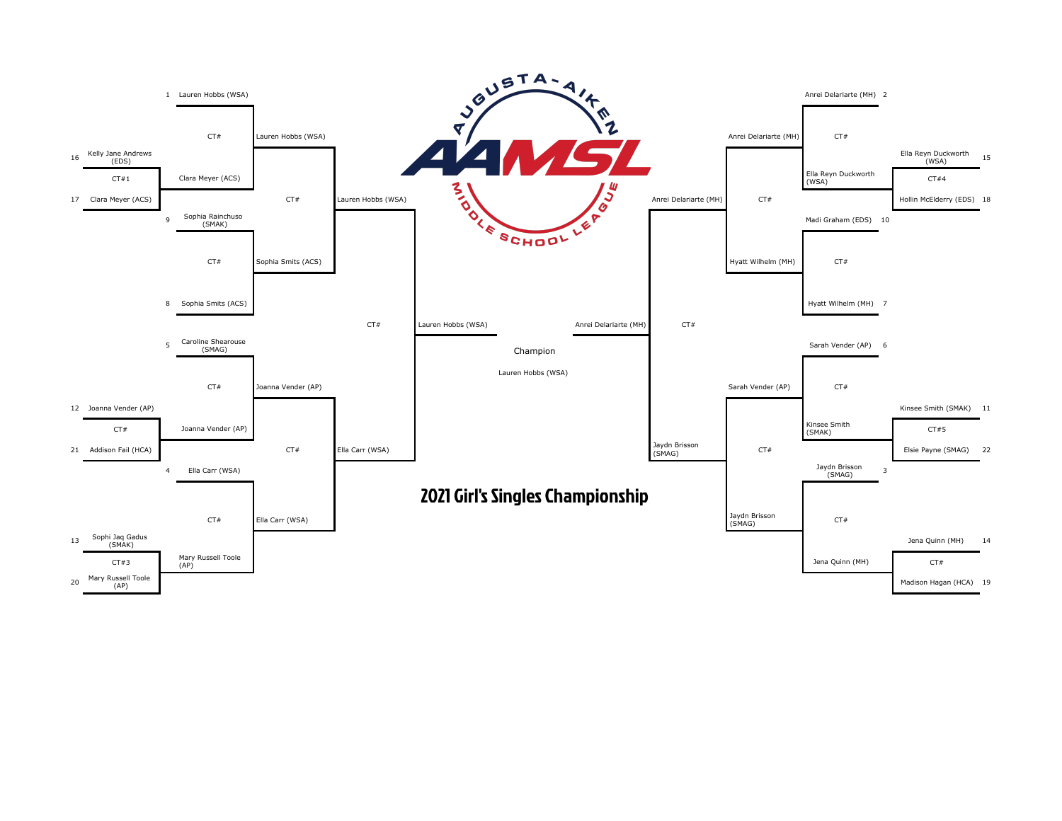# 2021 Girl's Singles Championship

AUGUSTA-AIKEN AAMSL MIDDLE SCHOOL LEAGUE

## Left Bracket

**First Round**
- CT#1: 16 Kelly Jane Andrews (EDS) vs. 17 Clara Meyer (ACS) — Clara Meyer (ACS)
- CT#: 12 Joanna Vender (AP) vs. 21 Addison Fail (HCA) — Joanna Vender (AP)
- CT#3: 13 Sophi Jaq Gadus (SMAK) vs. 20 Mary Russell Toole (AP) — Mary Russell Toole (AP)

**Second Round**
- CT#: 1 Lauren Hobbs (WSA) vs. Clara Meyer (ACS) — Lauren Hobbs (WSA)
- CT#: 9 Sophia Rainchuso (SMAK) vs. 8 Sophia Smits (ACS) — Sophia Smits (ACS)
- CT#: 5 Caroline Shearouse (SMAG) vs. Joanna Vender (AP) — Joanna Vender (AP)
- CT#: 4 Ella Carr (WSA) vs. Mary Russell Toole (AP) — Ella Carr (WSA)

**Quarterfinals**
- CT#: Lauren Hobbs (WSA) vs. Sophia Smits (ACS) — Lauren Hobbs (WSA)
- CT#: Joanna Vender (AP) vs. Ella Carr (WSA) — Ella Carr (WSA)

**Semifinal**
- CT#: Lauren Hobbs (WSA) vs. Ella Carr (WSA) — Lauren Hobbs (WSA)

## Right Bracket

**First Round**
- CT#4: 15 Ella Reyn Duckworth (WSA) vs. 18 Hollin McElderry (EDS) — Ella Reyn Duckworth (WSA)
- CT#5: 11 Kinsee Smith (SMAK) vs. 22 Elsie Payne (SMAG) — Kinsee Smith (SMAK)
- CT#: 14 Jena Quinn (MH) vs. 19 Madison Hagan (HCA) — Jena Quinn (MH)

**Second Round**
- CT#: 2 Anrei Delariarte (MH) vs. Ella Reyn Duckworth (WSA) — Anrei Delariarte (MH)
- CT#: 10 Madi Graham (EDS) vs. 7 Hyatt Wilhelm (MH) — Hyatt Wilhelm (MH)
- CT#: 6 Sarah Vender (AP) vs. Kinsee Smith (SMAK) — Sarah Vender (AP)
- CT#: 3 Jaydn Brisson (SMAG) vs. Jena Quinn (MH) — Jaydn Brisson (SMAG)

**Quarterfinals**
- CT#: Anrei Delariarte (MH) vs. Hyatt Wilhelm (MH) — Anrei Delariarte (MH)
- CT#: Sarah Vender (AP) vs. Jaydn Brisson (SMAG) — Jaydn Brisson (SMAG)

**Semifinal**
- CT#: Anrei Delariarte (MH) vs. Jaydn Brisson (SMAG) — Anrei Delariarte (MH)

## Final

Lauren Hobbs (WSA) vs. Anrei Delariarte (MH)

**Champion**

Lauren Hobbs (WSA)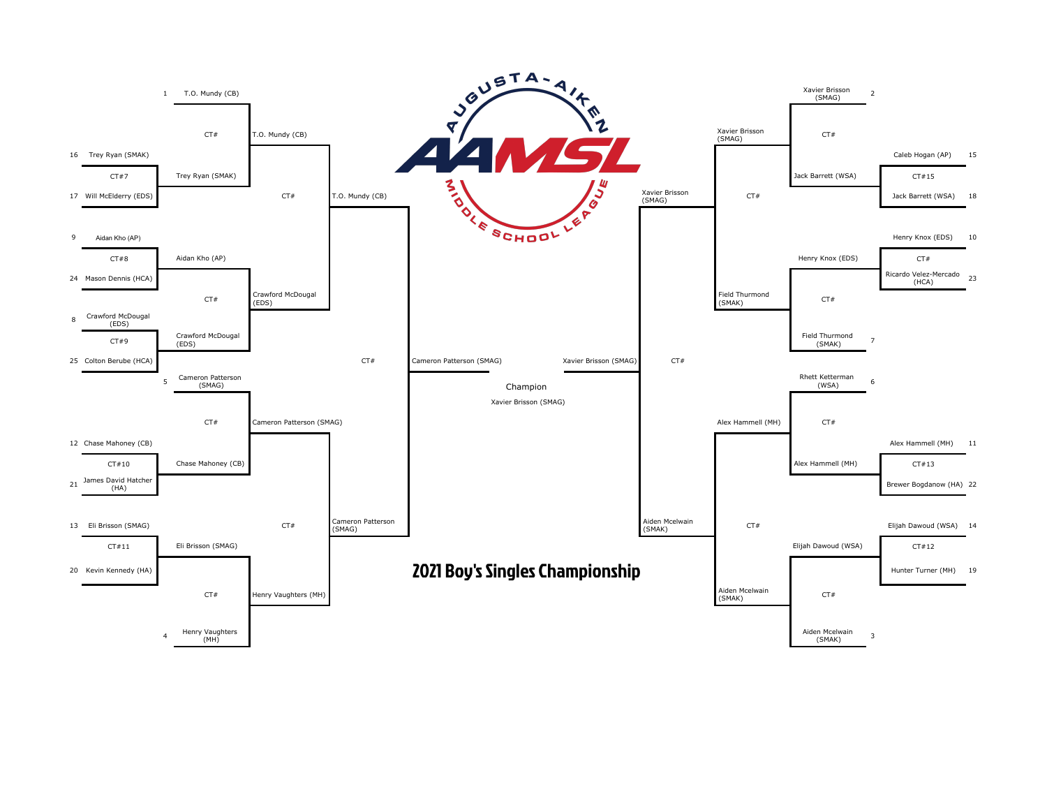# 2021 Boy's Singles Championship

AUGUSTA-AIKEN AAMSL MIDDLE SCHOOL LEAGUE

## Left Bracket

**First Round**

- 16 Trey Ryan (SMAK) vs. 17 Will McElderry (EDS) — CT#7 — Winner: Trey Ryan (SMAK)
- 9 Aidan Kho (AP) vs. 24 Mason Dennis (HCA) — CT#8 — Winner: Aidan Kho (AP)
- 8 Crawford McDougal (EDS) vs. 25 Colton Berube (HCA) — CT#9 — Winner: Crawford McDougal (EDS)
- 12 Chase Mahoney (CB) vs. 21 James David Hatcher (HA) — CT#10 — Winner: Chase Mahoney (CB)
- 13 Eli Brisson (SMAG) vs. 20 Kevin Kennedy (HA) — CT#11 — Winner: Eli Brisson (SMAG)

**Second Round**

- 1 T.O. Mundy (CB) vs. Trey Ryan (SMAK) — CT# — Winner: T.O. Mundy (CB)
- Aidan Kho (AP) vs. Crawford McDougal (EDS) — CT# — Winner: Crawford McDougal (EDS)
- 5 Cameron Patterson (SMAG) vs. Chase Mahoney (CB) — CT# — Winner: Cameron Patterson (SMAG)
- Eli Brisson (SMAG) vs. 4 Henry Vaughters (MH) — CT# — Winner: Henry Vaughters (MH)

**Quarterfinals**

- T.O. Mundy (CB) vs. Crawford McDougal (EDS) — CT# — Winner: T.O. Mundy (CB)
- Cameron Patterson (SMAG) vs. Henry Vaughters (MH) — CT# — Winner: Cameron Patterson (SMAG)

**Semifinal**

- T.O. Mundy (CB) vs. Cameron Patterson (SMAG) — CT# — Winner: Cameron Patterson (SMAG)

## Right Bracket

**First Round**

- 15 Caleb Hogan (AP) vs. 18 Jack Barrett (WSA) — CT#15 — Winner: Jack Barrett (WSA)
- 10 Henry Knox (EDS) vs. 23 Ricardo Velez-Mercado (HCA) — CT# — Winner: Henry Knox (EDS)
- 11 Alex Hammell (MH) vs. 22 Brewer Bogdanow (HA) — CT#13 — Winner: Alex Hammell (MH)
- 14 Elijah Dawoud (WSA) vs. 19 Hunter Turner (MH) — CT#12 — Winner: Elijah Dawoud (WSA)

**Second Round**

- 2 Xavier Brisson (SMAG) vs. Jack Barrett (WSA) — CT# — Winner: Xavier Brisson (SMAG)
- Henry Knox (EDS) vs. 7 Field Thurmond (SMAK) — CT# — Winner: Field Thurmond (SMAK)
- 6 Rhett Ketterman (WSA) vs. Alex Hammell (MH) — CT# — Winner: Alex Hammell (MH)
- Elijah Dawoud (WSA) vs. 3 Aiden Mcelwain (SMAK) — CT# — Winner: Aiden Mcelwain (SMAK)

**Quarterfinals**

- Xavier Brisson (SMAG) vs. Field Thurmond (SMAK) — CT# — Winner: Xavier Brisson (SMAG)
- Alex Hammell (MH) vs. Aiden Mcelwain (SMAK) — CT# — Winner: Aiden Mcelwain (SMAK)

**Semifinal**

- Xavier Brisson (SMAG) vs. Aiden Mcelwain (SMAK) — CT# — Winner: Xavier Brisson (SMAG)

## Final

Cameron Patterson (SMAG) vs. Xavier Brisson (SMAG)

**Champion**

Xavier Brisson (SMAG)